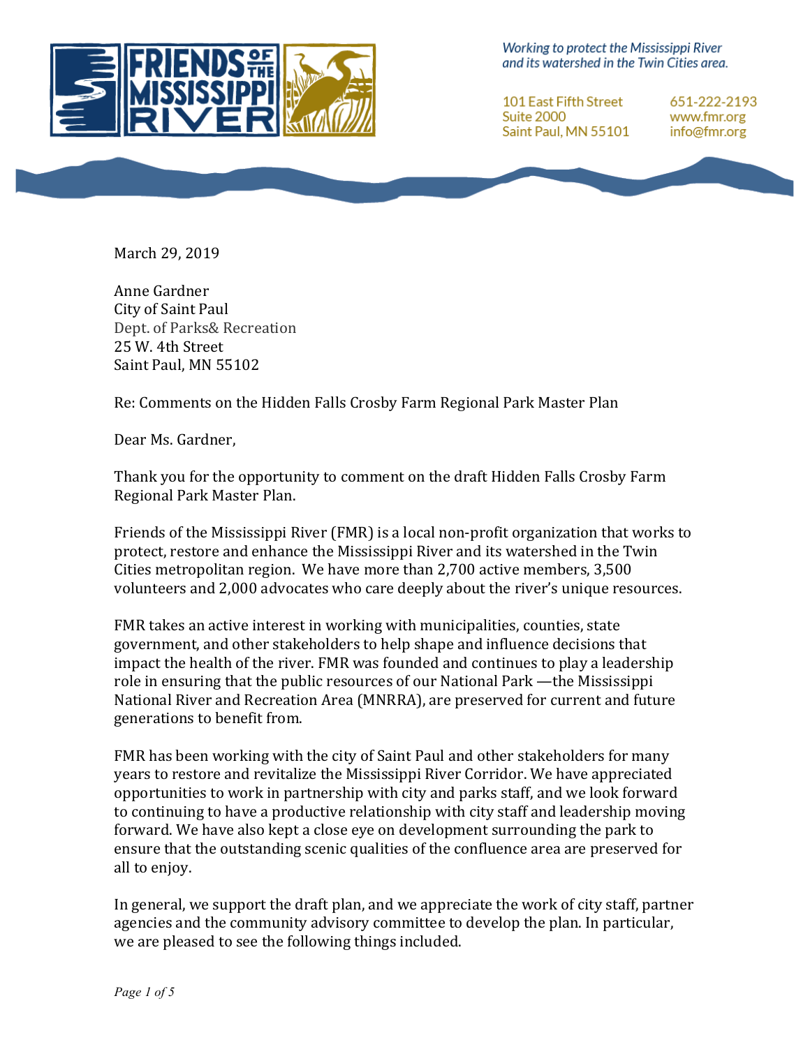Friends of the Mississippi River

*Working to protect the Mississippi River and its watershed in the Twin Cities area.*

101 East Fifth Street
Suite 2000
Saint Paul, MN 55101

651-222-2193
www.fmr.org
info@fmr.org

March 29, 2019

Anne Gardner
City of Saint Paul
Dept. of Parks& Recreation
25 W. 4th Street
Saint Paul, MN 55102

Re: Comments on the Hidden Falls Crosby Farm Regional Park Master Plan

Dear Ms. Gardner,

Thank you for the opportunity to comment on the draft Hidden Falls Crosby Farm Regional Park Master Plan.

Friends of the Mississippi River (FMR) is a local non-profit organization that works to protect, restore and enhance the Mississippi River and its watershed in the Twin Cities metropolitan region. We have more than 2,700 active members, 3,500 volunteers and 2,000 advocates who care deeply about the river's unique resources.

FMR takes an active interest in working with municipalities, counties, state government, and other stakeholders to help shape and influence decisions that impact the health of the river. FMR was founded and continues to play a leadership role in ensuring that the public resources of our National Park —the Mississippi National River and Recreation Area (MNRRA), are preserved for current and future generations to benefit from.

FMR has been working with the city of Saint Paul and other stakeholders for many years to restore and revitalize the Mississippi River Corridor. We have appreciated opportunities to work in partnership with city and parks staff, and we look forward to continuing to have a productive relationship with city staff and leadership moving forward. We have also kept a close eye on development surrounding the park to ensure that the outstanding scenic qualities of the confluence area are preserved for all to enjoy.

In general, we support the draft plan, and we appreciate the work of city staff, partner agencies and the community advisory committee to develop the plan. In particular, we are pleased to see the following things included.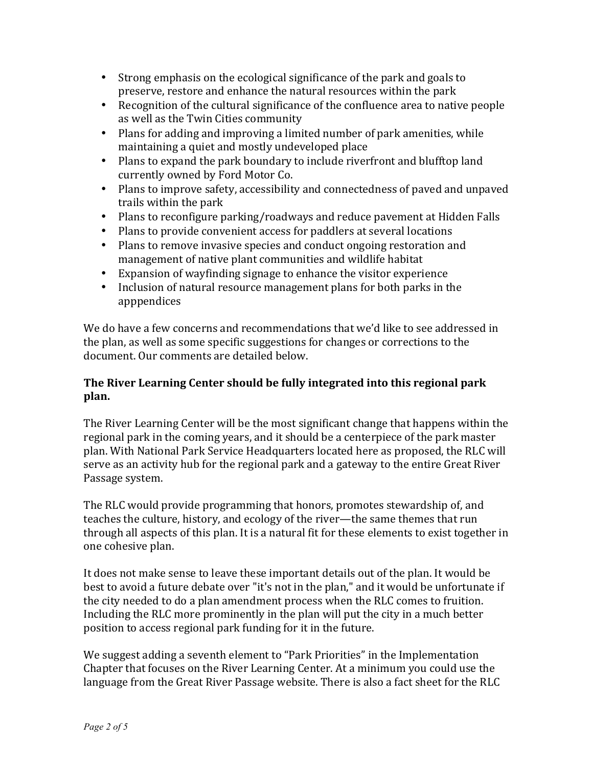- Strong emphasis on the ecological significance of the park and goals to preserve, restore and enhance the natural resources within the park
- Recognition of the cultural significance of the confluence area to native people as well as the Twin Cities community
- Plans for adding and improving a limited number of park amenities, while maintaining a quiet and mostly undeveloped place
- Plans to expand the park boundary to include riverfront and blufftop land currently owned by Ford Motor Co.
- Plans to improve safety, accessibility and connectedness of paved and unpaved trails within the park
- Plans to reconfigure parking/roadways and reduce pavement at Hidden Falls
- Plans to provide convenient access for paddlers at several locations
- Plans to remove invasive species and conduct ongoing restoration and management of native plant communities and wildlife habitat
- Expansion of wayfinding signage to enhance the visitor experience
- Inclusion of natural resource management plans for both parks in the apppendices

We do have a few concerns and recommendations that we'd like to see addressed in the plan, as well as some specific suggestions for changes or corrections to the document. Our comments are detailed below.

**The River Learning Center should be fully integrated into this regional park plan.**

The River Learning Center will be the most significant change that happens within the regional park in the coming years, and it should be a centerpiece of the park master plan. With National Park Service Headquarters located here as proposed, the RLC will serve as an activity hub for the regional park and a gateway to the entire Great River Passage system.

The RLC would provide programming that honors, promotes stewardship of, and teaches the culture, history, and ecology of the river—the same themes that run through all aspects of this plan. It is a natural fit for these elements to exist together in one cohesive plan.

It does not make sense to leave these important details out of the plan. It would be best to avoid a future debate over "it's not in the plan," and it would be unfortunate if the city needed to do a plan amendment process when the RLC comes to fruition. Including the RLC more prominently in the plan will put the city in a much better position to access regional park funding for it in the future.

We suggest adding a seventh element to "Park Priorities" in the Implementation Chapter that focuses on the River Learning Center. At a minimum you could use the language from the Great River Passage website. There is also a fact sheet for the RLC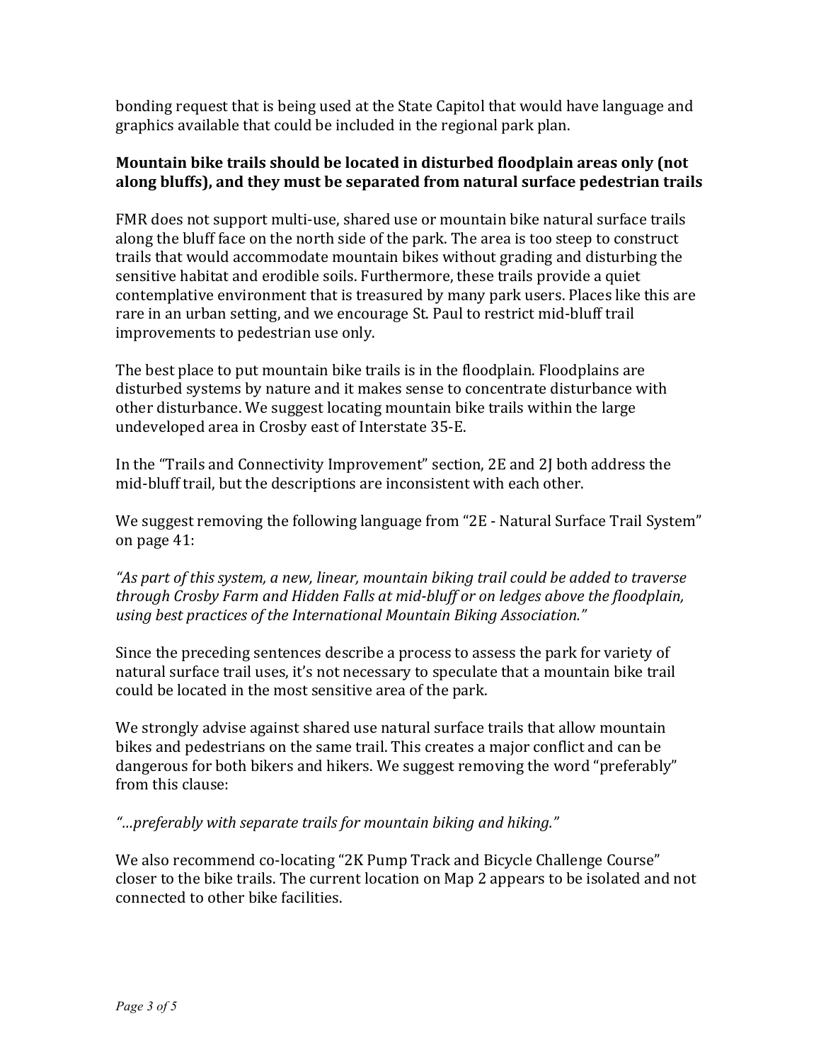bonding request that is being used at the State Capitol that would have language and graphics available that could be included in the regional park plan.

**Mountain bike trails should be located in disturbed floodplain areas only (not along bluffs), and they must be separated from natural surface pedestrian trails**

FMR does not support multi-use, shared use or mountain bike natural surface trails along the bluff face on the north side of the park. The area is too steep to construct trails that would accommodate mountain bikes without grading and disturbing the sensitive habitat and erodible soils. Furthermore, these trails provide a quiet contemplative environment that is treasured by many park users. Places like this are rare in an urban setting, and we encourage St. Paul to restrict mid-bluff trail improvements to pedestrian use only.

The best place to put mountain bike trails is in the floodplain. Floodplains are disturbed systems by nature and it makes sense to concentrate disturbance with other disturbance. We suggest locating mountain bike trails within the large undeveloped area in Crosby east of Interstate 35-E.

In the "Trails and Connectivity Improvement" section, 2E and 2J both address the mid-bluff trail, but the descriptions are inconsistent with each other.

We suggest removing the following language from "2E - Natural Surface Trail System" on page 41:

*"As part of this system, a new, linear, mountain biking trail could be added to traverse through Crosby Farm and Hidden Falls at mid-bluff or on ledges above the floodplain, using best practices of the International Mountain Biking Association."*

Since the preceding sentences describe a process to assess the park for variety of natural surface trail uses, it's not necessary to speculate that a mountain bike trail could be located in the most sensitive area of the park.

We strongly advise against shared use natural surface trails that allow mountain bikes and pedestrians on the same trail. This creates a major conflict and can be dangerous for both bikers and hikers. We suggest removing the word "preferably" from this clause:

*"…preferably with separate trails for mountain biking and hiking."*

We also recommend co-locating "2K Pump Track and Bicycle Challenge Course" closer to the bike trails. The current location on Map 2 appears to be isolated and not connected to other bike facilities.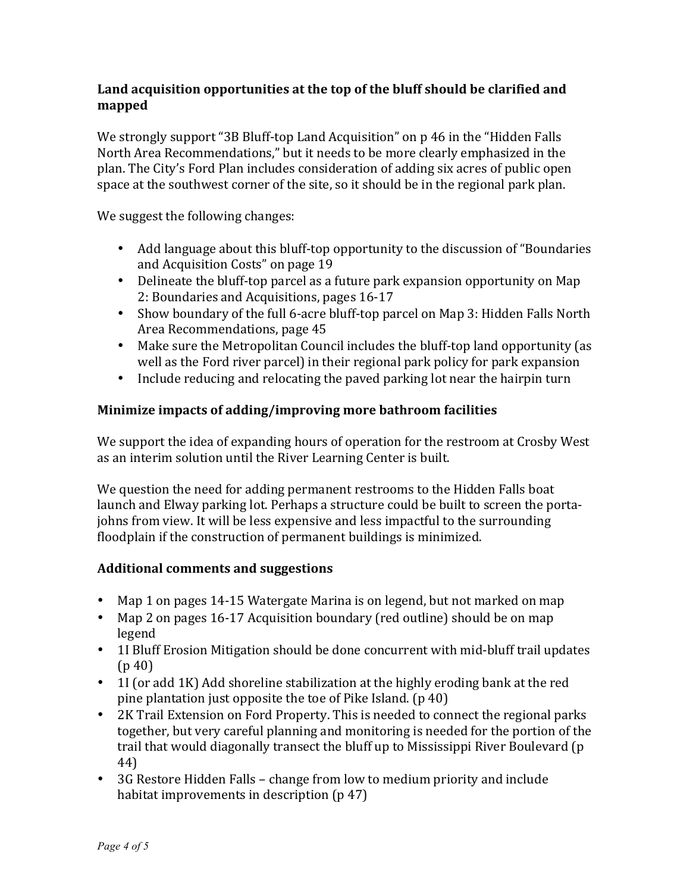**Land acquisition opportunities at the top of the bluff should be clarified and mapped**

We strongly support "3B Bluff-top Land Acquisition" on p 46 in the "Hidden Falls North Area Recommendations," but it needs to be more clearly emphasized in the plan. The City's Ford Plan includes consideration of adding six acres of public open space at the southwest corner of the site, so it should be in the regional park plan.

We suggest the following changes:

- Add language about this bluff-top opportunity to the discussion of "Boundaries and Acquisition Costs" on page 19
- Delineate the bluff-top parcel as a future park expansion opportunity on Map 2: Boundaries and Acquisitions, pages 16-17
- Show boundary of the full 6-acre bluff-top parcel on Map 3: Hidden Falls North Area Recommendations, page 45
- Make sure the Metropolitan Council includes the bluff-top land opportunity (as well as the Ford river parcel) in their regional park policy for park expansion
- Include reducing and relocating the paved parking lot near the hairpin turn

**Minimize impacts of adding/improving more bathroom facilities**

We support the idea of expanding hours of operation for the restroom at Crosby West as an interim solution until the River Learning Center is built.

We question the need for adding permanent restrooms to the Hidden Falls boat launch and Elway parking lot. Perhaps a structure could be built to screen the porta-johns from view. It will be less expensive and less impactful to the surrounding floodplain if the construction of permanent buildings is minimized.

**Additional comments and suggestions**

- Map 1 on pages 14-15 Watergate Marina is on legend, but not marked on map
- Map 2 on pages 16-17 Acquisition boundary (red outline) should be on map legend
- 1I Bluff Erosion Mitigation should be done concurrent with mid-bluff trail updates (p 40)
- 1I (or add 1K) Add shoreline stabilization at the highly eroding bank at the red pine plantation just opposite the toe of Pike Island. (p 40)
- 2K Trail Extension on Ford Property. This is needed to connect the regional parks together, but very careful planning and monitoring is needed for the portion of the trail that would diagonally transect the bluff up to Mississippi River Boulevard (p 44)
- 3G Restore Hidden Falls – change from low to medium priority and include habitat improvements in description (p 47)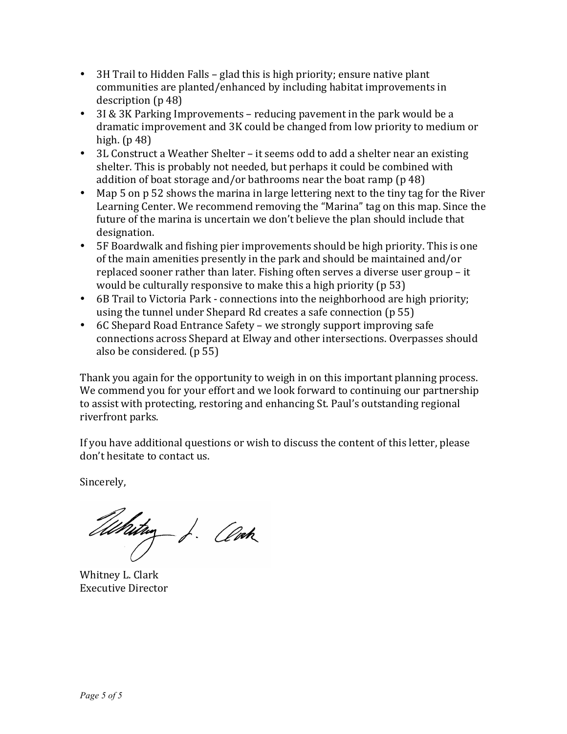- 3H Trail to Hidden Falls – glad this is high priority; ensure native plant communities are planted/enhanced by including habitat improvements in description (p 48)
- 3I & 3K Parking Improvements – reducing pavement in the park would be a dramatic improvement and 3K could be changed from low priority to medium or high. (p 48)
- 3L Construct a Weather Shelter – it seems odd to add a shelter near an existing shelter. This is probably not needed, but perhaps it could be combined with addition of boat storage and/or bathrooms near the boat ramp (p 48)
- Map 5 on p 52 shows the marina in large lettering next to the tiny tag for the River Learning Center. We recommend removing the "Marina" tag on this map. Since the future of the marina is uncertain we don't believe the plan should include that designation.
- 5F Boardwalk and fishing pier improvements should be high priority. This is one of the main amenities presently in the park and should be maintained and/or replaced sooner rather than later. Fishing often serves a diverse user group – it would be culturally responsive to make this a high priority (p 53)
- 6B Trail to Victoria Park - connections into the neighborhood are high priority; using the tunnel under Shepard Rd creates a safe connection (p 55)
- 6C Shepard Road Entrance Safety – we strongly support improving safe connections across Shepard at Elway and other intersections. Overpasses should also be considered. (p 55)

Thank you again for the opportunity to weigh in on this important planning process. We commend you for your effort and we look forward to continuing our partnership to assist with protecting, restoring and enhancing St. Paul's outstanding regional riverfront parks.

If you have additional questions or wish to discuss the content of this letter, please don't hesitate to contact us.

Sincerely,

Whitney L. Clark
Executive Director